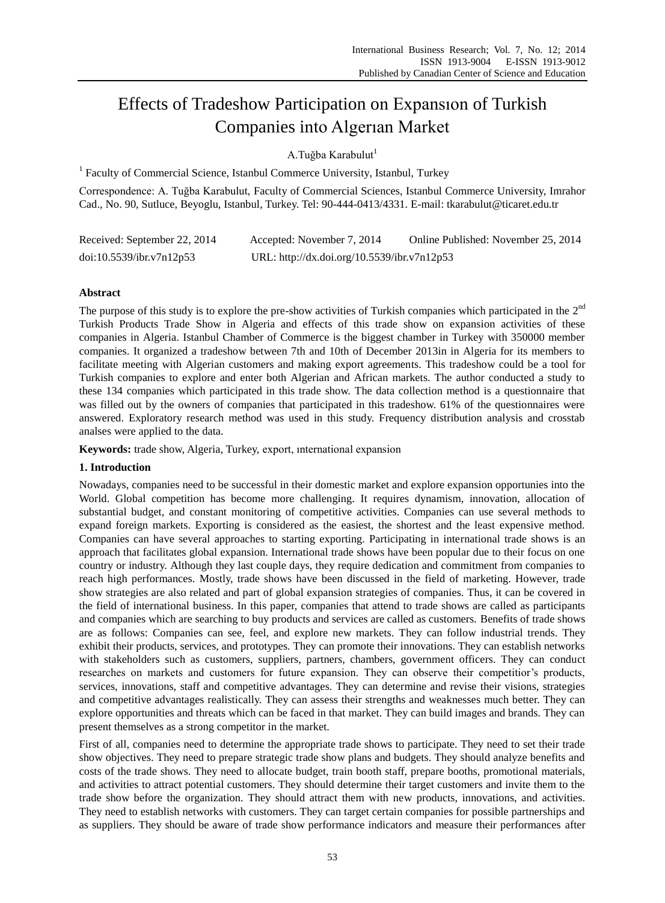# Effects of Tradeshow Participation on Expansıon of Turkish Companies into Algerıan Market

A.Tuğba Karabulut[1]

[1] Faculty of Commercial Science, Istanbul Commerce University, Istanbul, Turkey

Correspondence: A. Tuğba Karabulut, Faculty of Commercial Sciences, Istanbul Commerce University, Imrahor Cad., No. 90, Sutluce, Beyoglu, Istanbul, Turkey. Tel: 90-444-0413/4331. E-mail: tkarabulut@ticaret.edu.tr

Received: September 22, 2014 Accepted: November 7, 2014 Online Published: November 25, 2014

doi:10.5539/ibr.v7n12p53 URL: http://dx.doi.org/10.5539/ibr.v7n12p53

## Abstract

The purpose of this study is to explore the pre-show activities of Turkish companies which participated in the 2nd Turkish Products Trade Show in Algeria and effects of this trade show on expansion activities of these companies in Algeria. Istanbul Chamber of Commerce is the biggest chamber in Turkey with 350000 member companies. It organized a tradeshow between 7th and 10th of December 2013in in Algeria for its members to facilitate meeting with Algerian customers and making export agreements. This tradeshow could be a tool for Turkish companies to explore and enter both Algerian and African markets. The author conducted a study to these 134 companies which participated in this trade show. The data collection method is a questionnaire that was filled out by the owners of companies that participated in this tradeshow. 61% of the questionnaires were answered. Exploratory research method was used in this study. Frequency distribution analysis and crosstab analses were applied to the data.

**Keywords:** trade show, Algeria, Turkey, export, ınternational expansıon

## 1. Introduction

Nowadays, companies need to be successful in their domestic market and explore expansion opportunies into the World. Global competition has become more challenging. It requires dynamism, innovation, allocation of substantial budget, and constant monitoring of competitive activities. Companies can use several methods to expand foreign markets. Exporting is considered as the easiest, the shortest and the least expensive method. Companies can have several approaches to starting exporting. Participating in international trade shows is an approach that facilitates global expansion. International trade shows have been popular due to their focus on one country or industry. Although they last couple days, they require dedication and commitment from companies to reach high performances. Mostly, trade shows have been discussed in the field of marketing. However, trade show strategies are also related and part of global expansion strategies of companies. Thus, it can be covered in the field of international business. In this paper, companies that attend to trade shows are called as participants and companies which are searching to buy products and services are called as customers. Benefits of trade shows are as follows: Companies can see, feel, and explore new markets. They can follow industrial trends. They exhibit their products, services, and prototypes. They can promote their innovations. They can establish networks with stakeholders such as customers, suppliers, partners, chambers, government officers. They can conduct researches on markets and customers for future expansion. They can observe their competitior's products, services, innovations, staff and competitive advantages. They can determine and revise their visions, strategies and competitive advantages realistically. They can assess their strengths and weaknesses much better. They can explore opportunities and threats which can be faced in that market. They can build images and brands. They can present themselves as a strong competitor in the market.

First of all, companies need to determine the appropriate trade shows to participate. They need to set their trade show objectives. They need to prepare strategic trade show plans and budgets. They should analyze benefits and costs of the trade shows. They need to allocate budget, train booth staff, prepare booths, promotional materials, and activities to attract potential customers. They should determine their target customers and invite them to the trade show before the organization. They should attract them with new products, innovations, and activities. They need to establish networks with customers. They can target certain companies for possible partnerships and as suppliers. They should be aware of trade show performance indicators and measure their performances after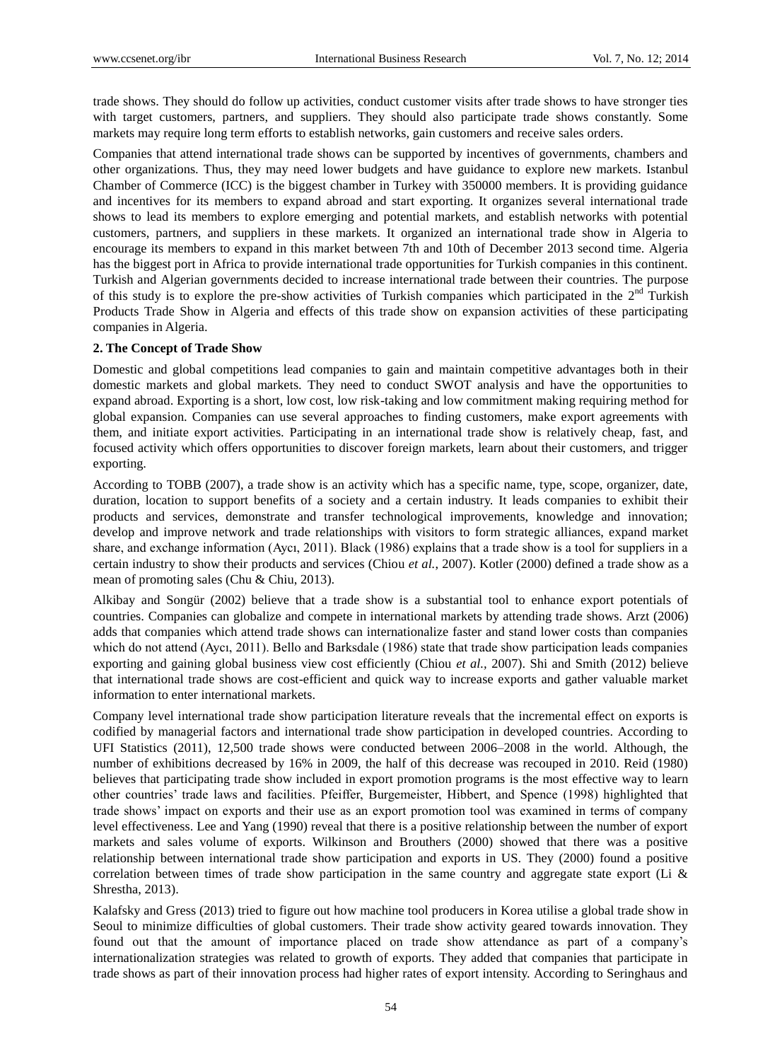trade shows. They should do follow up activities, conduct customer visits after trade shows to have stronger ties with target customers, partners, and suppliers. They should also participate trade shows constantly. Some markets may require long term efforts to establish networks, gain customers and receive sales orders.

Companies that attend international trade shows can be supported by incentives of governments, chambers and other organizations. Thus, they may need lower budgets and have guidance to explore new markets. Istanbul Chamber of Commerce (ICC) is the biggest chamber in Turkey with 350000 members. It is providing guidance and incentives for its members to expand abroad and start exporting. It organizes several international trade shows to lead its members to explore emerging and potential markets, and establish networks with potential customers, partners, and suppliers in these markets. It organized an international trade show in Algeria to encourage its members to expand in this market between 7th and 10th of December 2013 second time. Algeria has the biggest port in Africa to provide international trade opportunities for Turkish companies in this continent. Turkish and Algerian governments decided to increase international trade between their countries. The purpose of this study is to explore the pre-show activities of Turkish companies which participated in the 2nd Turkish Products Trade Show in Algeria and effects of this trade show on expansion activities of these participating companies in Algeria.

## 2. The Concept of Trade Show

Domestic and global competitions lead companies to gain and maintain competitive advantages both in their domestic markets and global markets. They need to conduct SWOT analysis and have the opportunities to expand abroad. Exporting is a short, low cost, low risk-taking and low commitment making requiring method for global expansion. Companies can use several approaches to finding customers, make export agreements with them, and initiate export activities. Participating in an international trade show is relatively cheap, fast, and focused activity which offers opportunities to discover foreign markets, learn about their customers, and trigger exporting.

According to TOBB (2007), a trade show is an activity which has a specific name, type, scope, organizer, date, duration, location to support benefits of a society and a certain industry. It leads companies to exhibit their products and services, demonstrate and transfer technological improvements, knowledge and innovation; develop and improve network and trade relationships with visitors to form strategic alliances, expand market share, and exchange information (Aycı, 2011). Black (1986) explains that a trade show is a tool for suppliers in a certain industry to show their products and services (Chiou *et al.*, 2007). Kotler (2000) defined a trade show as a mean of promoting sales (Chu & Chiu, 2013).

Alkibay and Songür (2002) believe that a trade show is a substantial tool to enhance export potentials of countries. Companies can globalize and compete in international markets by attending trade shows. Arzt (2006) adds that companies which attend trade shows can internationalize faster and stand lower costs than companies which do not attend (Aycı, 2011). Bello and Barksdale (1986) state that trade show participation leads companies exporting and gaining global business view cost efficiently (Chiou *et al.*, 2007). Shi and Smith (2012) believe that international trade shows are cost-efficient and quick way to increase exports and gather valuable market information to enter international markets.

Company level international trade show participation literature reveals that the incremental effect on exports is codified by managerial factors and international trade show participation in developed countries. According to UFI Statistics (2011), 12,500 trade shows were conducted between 2006–2008 in the world. Although, the number of exhibitions decreased by 16% in 2009, the half of this decrease was recouped in 2010. Reid (1980) believes that participating trade show included in export promotion programs is the most effective way to learn other countries' trade laws and facilities. Pfeiffer, Burgemeister, Hibbert, and Spence (1998) highlighted that trade shows' impact on exports and their use as an export promotion tool was examined in terms of company level effectiveness. Lee and Yang (1990) reveal that there is a positive relationship between the number of export markets and sales volume of exports. Wilkinson and Brouthers (2000) showed that there was a positive relationship between international trade show participation and exports in US. They (2000) found a positive correlation between times of trade show participation in the same country and aggregate state export (Li & Shrestha, 2013).

Kalafsky and Gress (2013) tried to figure out how machine tool producers in Korea utilise a global trade show in Seoul to minimize difficulties of global customers. Their trade show activity geared towards innovation. They found out that the amount of importance placed on trade show attendance as part of a company's internationalization strategies was related to growth of exports. They added that companies that participate in trade shows as part of their innovation process had higher rates of export intensity. According to Seringhaus and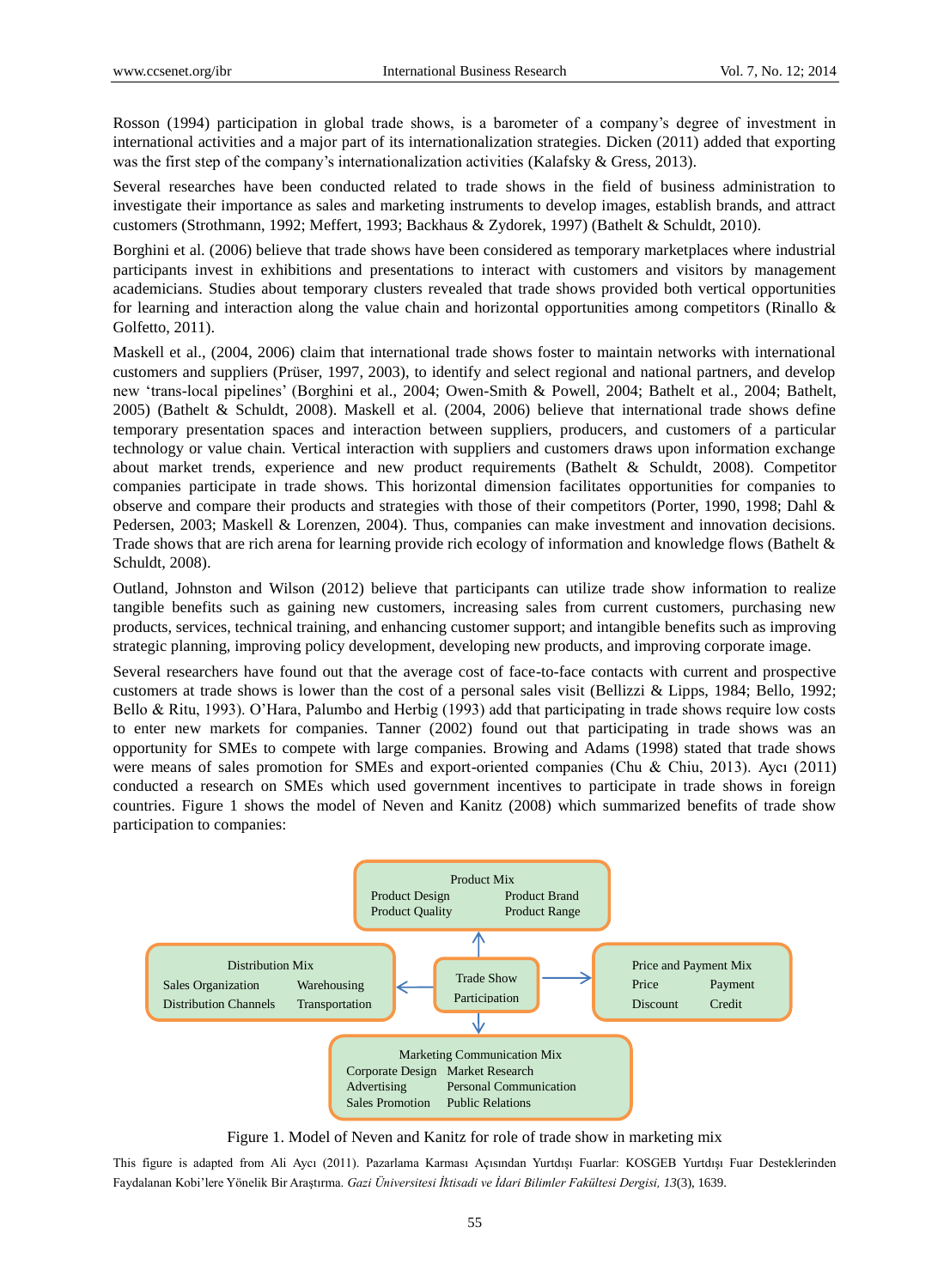Rosson (1994) participation in global trade shows, is a barometer of a company's degree of investment in international activities and a major part of its internationalization strategies. Dicken (2011) added that exporting was the first step of the company's internationalization activities (Kalafsky & Gress, 2013).

Several researches have been conducted related to trade shows in the field of business administration to investigate their importance as sales and marketing instruments to develop images, establish brands, and attract customers (Strothmann, 1992; Meffert, 1993; Backhaus & Zydorek, 1997) (Bathelt & Schuldt, 2010).

Borghini et al. (2006) believe that trade shows have been considered as temporary marketplaces where industrial participants invest in exhibitions and presentations to interact with customers and visitors by management academicians. Studies about temporary clusters revealed that trade shows provided both vertical opportunities for learning and interaction along the value chain and horizontal opportunities among competitors (Rinallo & Golfetto, 2011).

Maskell et al., (2004, 2006) claim that international trade shows foster to maintain networks with international customers and suppliers (Prüser, 1997, 2003), to identify and select regional and national partners, and develop new 'trans-local pipelines' (Borghini et al., 2004; Owen-Smith & Powell, 2004; Bathelt et al., 2004; Bathelt, 2005) (Bathelt & Schuldt, 2008). Maskell et al. (2004, 2006) believe that international trade shows define temporary presentation spaces and interaction between suppliers, producers, and customers of a particular technology or value chain. Vertical interaction with suppliers and customers draws upon information exchange about market trends, experience and new product requirements (Bathelt & Schuldt, 2008). Competitor companies participate in trade shows. This horizontal dimension facilitates opportunities for companies to observe and compare their products and strategies with those of their competitors (Porter, 1990, 1998; Dahl & Pedersen, 2003; Maskell & Lorenzen, 2004). Thus, companies can make investment and innovation decisions. Trade shows that are rich arena for learning provide rich ecology of information and knowledge flows (Bathelt & Schuldt, 2008).

Outland, Johnston and Wilson (2012) believe that participants can utilize trade show information to realize tangible benefits such as gaining new customers, increasing sales from current customers, purchasing new products, services, technical training, and enhancing customer support; and intangible benefits such as improving strategic planning, improving policy development, developing new products, and improving corporate image.

Several researchers have found out that the average cost of face-to-face contacts with current and prospective customers at trade shows is lower than the cost of a personal sales visit (Bellizzi & Lipps, 1984; Bello, 1992; Bello & Ritu, 1993). O'Hara, Palumbo and Herbig (1993) add that participating in trade shows require low costs to enter new markets for companies. Tanner (2002) found out that participating in trade shows was an opportunity for SMEs to compete with large companies. Browing and Adams (1998) stated that trade shows were means of sales promotion for SMEs and export-oriented companies (Chu & Chiu, 2013). Aycı (2011) conducted a research on SMEs which used government incentives to participate in trade shows in foreign countries. Figure 1 shows the model of Neven and Kanitz (2008) which summarized benefits of trade show participation to companies:

Product Mix: Product Design, Product Brand, Product Quality, Product Range

Distribution Mix: Sales Organization, Warehousing, Distribution Channels, Transportation

Trade Show Participation

Price and Payment Mix: Price, Payment, Discount, Credit

Marketing Communication Mix: Corporate Design, Market Research, Advertising, Personal Communication, Sales Promotion, Public Relations

Figure 1. Model of Neven and Kanitz for role of trade show in marketing mix

This figure is adapted from Ali Aycı (2011). Pazarlama Karması Açısından Yurtdışı Fuarlar: KOSGEB Yurtdışı Fuar Desteklerinden Faydalanan Kobi'lere Yönelik Bir Araştırma. *Gazi Üniversitesi İktisadi ve İdari Bilimler Fakültesi Dergisi, 13*(3), 1639.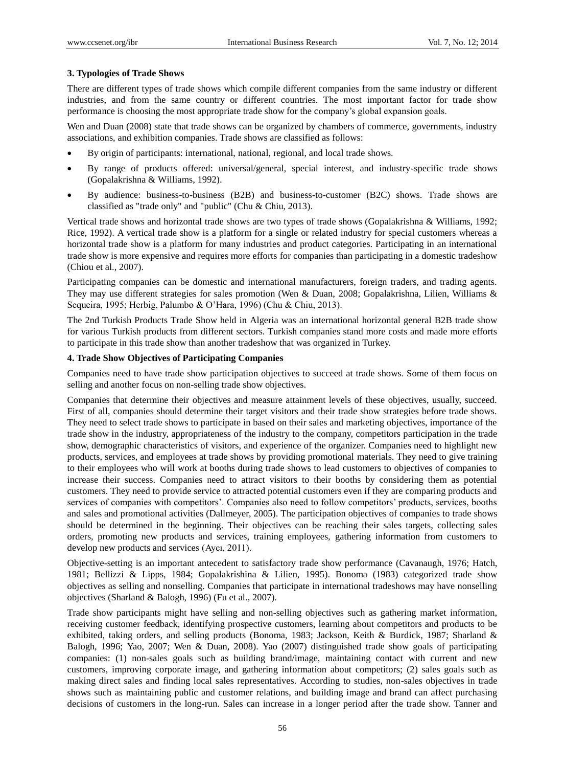### 3. Typologies of Trade Shows

There are different types of trade shows which compile different companies from the same industry or different industries, and from the same country or different countries. The most important factor for trade show performance is choosing the most appropriate trade show for the company's global expansion goals.

Wen and Duan (2008) state that trade shows can be organized by chambers of commerce, governments, industry associations, and exhibition companies. Trade shows are classified as follows:

- By origin of participants: international, national, regional, and local trade shows.
- By range of products offered: universal/general, special interest, and industry-specific trade shows (Gopalakrishna & Williams, 1992).
- By audience: business-to-business (B2B) and business-to-customer (B2C) shows. Trade shows are classified as "trade only" and "public" (Chu & Chiu, 2013).

Vertical trade shows and horizontal trade shows are two types of trade shows (Gopalakrishna & Williams, 1992; Rice, 1992). A vertical trade show is a platform for a single or related industry for special customers whereas a horizontal trade show is a platform for many industries and product categories. Participating in an international trade show is more expensive and requires more efforts for companies than participating in a domestic tradeshow (Chiou et al., 2007).

Participating companies can be domestic and international manufacturers, foreign traders, and trading agents. They may use different strategies for sales promotion (Wen & Duan, 2008; Gopalakrishna, Lilien, Williams & Sequeira, 1995; Herbig, Palumbo & O'Hara, 1996) (Chu & Chiu, 2013).

The 2nd Turkish Products Trade Show held in Algeria was an international horizontal general B2B trade show for various Turkish products from different sectors. Turkish companies stand more costs and made more efforts to participate in this trade show than another tradeshow that was organized in Turkey.

### 4. Trade Show Objectives of Participating Companies

Companies need to have trade show participation objectives to succeed at trade shows. Some of them focus on selling and another focus on non-selling trade show objectives.

Companies that determine their objectives and measure attainment levels of these objectives, usually, succeed. First of all, companies should determine their target visitors and their trade show strategies before trade shows. They need to select trade shows to participate in based on their sales and marketing objectives, importance of the trade show in the industry, appropriateness of the industry to the company, competitors participation in the trade show, demographic characteristics of visitors, and experience of the organizer. Companies need to highlight new products, services, and employees at trade shows by providing promotional materials. They need to give training to their employees who will work at booths during trade shows to lead customers to objectives of companies to increase their success. Companies need to attract visitors to their booths by considering them as potential customers. They need to provide service to attracted potential customers even if they are comparing products and services of companies with competitors'. Companies also need to follow competitors' products, services, booths and sales and promotional activities (Dallmeyer, 2005). The participation objectives of companies to trade shows should be determined in the beginning. Their objectives can be reaching their sales targets, collecting sales orders, promoting new products and services, training employees, gathering information from customers to develop new products and services (Aycı, 2011).

Objective-setting is an important antecedent to satisfactory trade show performance (Cavanaugh, 1976; Hatch, 1981; Bellizzi & Lipps, 1984; Gopalakrishina & Lilien, 1995). Bonoma (1983) categorized trade show objectives as selling and nonselling. Companies that participate in international tradeshows may have nonselling objectives (Sharland & Balogh, 1996) (Fu et al., 2007).

Trade show participants might have selling and non-selling objectives such as gathering market information, receiving customer feedback, identifying prospective customers, learning about competitors and products to be exhibited, taking orders, and selling products (Bonoma, 1983; Jackson, Keith & Burdick, 1987; Sharland & Balogh, 1996; Yao, 2007; Wen & Duan, 2008). Yao (2007) distinguished trade show goals of participating companies: (1) non-sales goals such as building brand/image, maintaining contact with current and new customers, improving corporate image, and gathering information about competitors; (2) sales goals such as making direct sales and finding local sales representatives. According to studies, non-sales objectives in trade shows such as maintaining public and customer relations, and building image and brand can affect purchasing decisions of customers in the long-run. Sales can increase in a longer period after the trade show. Tanner and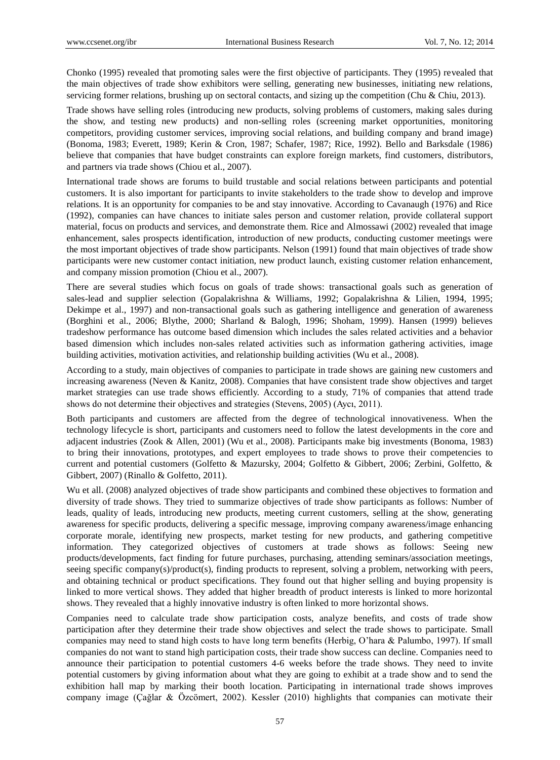Chonko (1995) revealed that promoting sales were the first objective of participants. They (1995) revealed that the main objectives of trade show exhibitors were selling, generating new businesses, initiating new relations, servicing former relations, brushing up on sectoral contacts, and sizing up the competition (Chu & Chiu, 2013).

Trade shows have selling roles (introducing new products, solving problems of customers, making sales during the show, and testing new products) and non-selling roles (screening market opportunities, monitoring competitors, providing customer services, improving social relations, and building company and brand image) (Bonoma, 1983; Everett, 1989; Kerin & Cron, 1987; Schafer, 1987; Rice, 1992). Bello and Barksdale (1986) believe that companies that have budget constraints can explore foreign markets, find customers, distributors, and partners via trade shows (Chiou et al., 2007).

International trade shows are forums to build trustable and social relations between participants and potential customers. It is also important for participants to invite stakeholders to the trade show to develop and improve relations. It is an opportunity for companies to be and stay innovative. According to Cavanaugh (1976) and Rice (1992), companies can have chances to initiate sales person and customer relation, provide collateral support material, focus on products and services, and demonstrate them. Rice and Almossawi (2002) revealed that image enhancement, sales prospects identification, introduction of new products, conducting customer meetings were the most important objectives of trade show participants. Nelson (1991) found that main objectives of trade show participants were new customer contact initiation, new product launch, existing customer relation enhancement, and company mission promotion (Chiou et al., 2007).

There are several studies which focus on goals of trade shows: transactional goals such as generation of sales-lead and supplier selection (Gopalakrishna & Williams, 1992; Gopalakrishna & Lilien, 1994, 1995; Dekimpe et al., 1997) and non-transactional goals such as gathering intelligence and generation of awareness (Borghini et al., 2006; Blythe, 2000; Sharland & Balogh, 1996; Shoham, 1999). Hansen (1999) believes tradeshow performance has outcome based dimension which includes the sales related activities and a behavior based dimension which includes non-sales related activities such as information gathering activities, image building activities, motivation activities, and relationship building activities (Wu et al., 2008).

According to a study, main objectives of companies to participate in trade shows are gaining new customers and increasing awareness (Neven & Kanitz, 2008). Companies that have consistent trade show objectives and target market strategies can use trade shows efficiently. According to a study, 71% of companies that attend trade shows do not determine their objectives and strategies (Stevens, 2005) (Aycı, 2011).

Both participants and customers are affected from the degree of technological innovativeness. When the technology lifecycle is short, participants and customers need to follow the latest developments in the core and adjacent industries (Zook & Allen, 2001) (Wu et al., 2008). Participants make big investments (Bonoma, 1983) to bring their innovations, prototypes, and expert employees to trade shows to prove their competencies to current and potential customers (Golfetto & Mazursky, 2004; Golfetto & Gibbert, 2006; Zerbini, Golfetto, & Gibbert, 2007) (Rinallo & Golfetto, 2011).

Wu et all. (2008) analyzed objectives of trade show participants and combined these objectives to formation and diversity of trade shows. They tried to summarize objectives of trade show participants as follows: Number of leads, quality of leads, introducing new products, meeting current customers, selling at the show, generating awareness for specific products, delivering a specific message, improving company awareness/image enhancing corporate morale, identifying new prospects, market testing for new products, and gathering competitive information. They categorized objectives of customers at trade shows as follows: Seeing new products/developments, fact finding for future purchases, purchasing, attending seminars/association meetings, seeing specific company(s)/product(s), finding products to represent, solving a problem, networking with peers, and obtaining technical or product specifications. They found out that higher selling and buying propensity is linked to more vertical shows. They added that higher breadth of product interests is linked to more horizontal shows. They revealed that a highly innovative industry is often linked to more horizontal shows.

Companies need to calculate trade show participation costs, analyze benefits, and costs of trade show participation after they determine their trade show objectives and select the trade shows to participate. Small companies may need to stand high costs to have long term benefits (Herbig, O'hara & Palumbo, 1997). If small companies do not want to stand high participation costs, their trade show success can decline. Companies need to announce their participation to potential customers 4-6 weeks before the trade shows. They need to invite potential customers by giving information about what they are going to exhibit at a trade show and to send the exhibition hall map by marking their booth location. Participating in international trade shows improves company image (Çağlar & Özcömert, 2002). Kessler (2010) highlights that companies can motivate their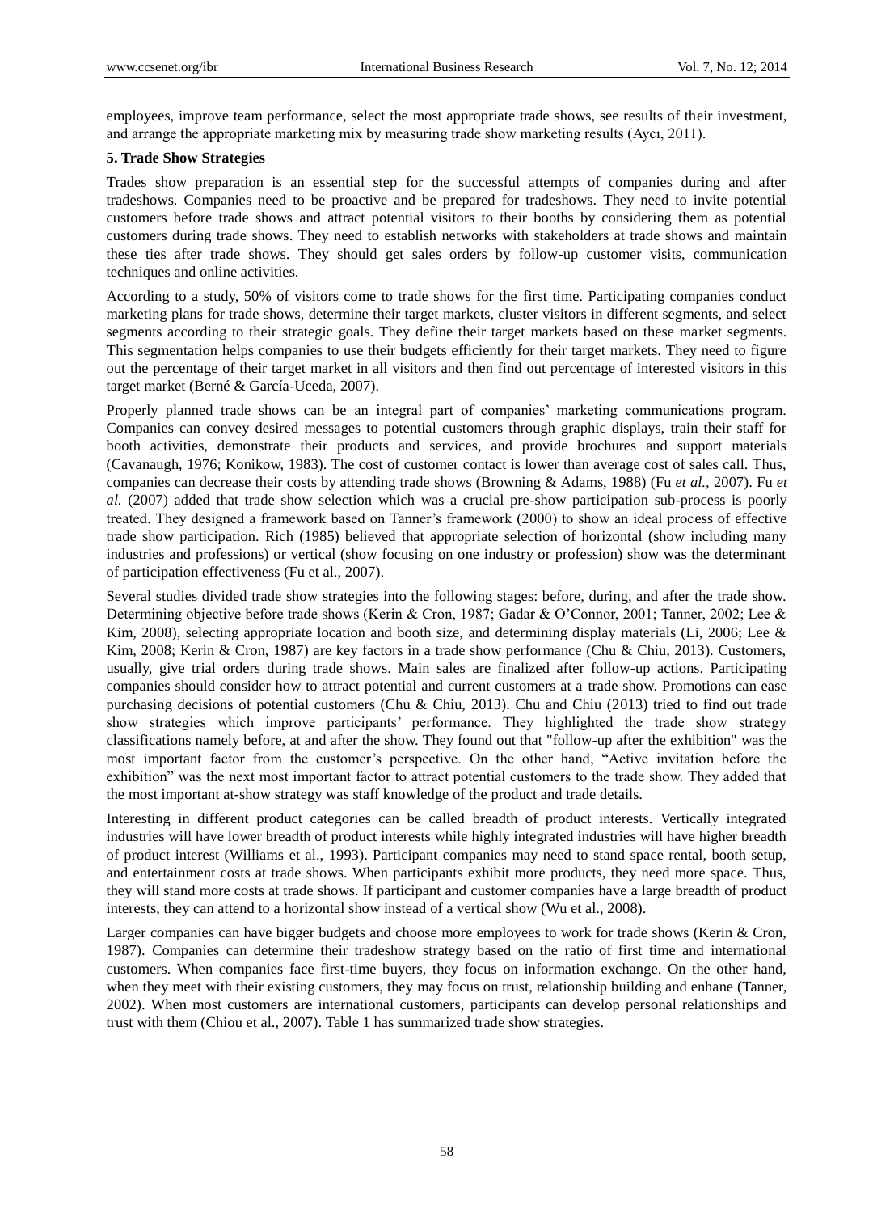employees, improve team performance, select the most appropriate trade shows, see results of their investment, and arrange the appropriate marketing mix by measuring trade show marketing results (Aycı, 2011).

**5. Trade Show Strategies**

Trades show preparation is an essential step for the successful attempts of companies during and after tradeshows. Companies need to be proactive and be prepared for tradeshows. They need to invite potential customers before trade shows and attract potential visitors to their booths by considering them as potential customers during trade shows. They need to establish networks with stakeholders at trade shows and maintain these ties after trade shows. They should get sales orders by follow-up customer visits, communication techniques and online activities.

According to a study, 50% of visitors come to trade shows for the first time. Participating companies conduct marketing plans for trade shows, determine their target markets, cluster visitors in different segments, and select segments according to their strategic goals. They define their target markets based on these market segments. This segmentation helps companies to use their budgets efficiently for their target markets. They need to figure out the percentage of their target market in all visitors and then find out percentage of interested visitors in this target market (Berné & García-Uceda, 2007).

Properly planned trade shows can be an integral part of companies' marketing communications program. Companies can convey desired messages to potential customers through graphic displays, train their staff for booth activities, demonstrate their products and services, and provide brochures and support materials (Cavanaugh, 1976; Konikow, 1983). The cost of customer contact is lower than average cost of sales call. Thus, companies can decrease their costs by attending trade shows (Browning & Adams, 1988) (Fu *et al.,* 2007). Fu *et al.* (2007) added that trade show selection which was a crucial pre-show participation sub-process is poorly treated. They designed a framework based on Tanner's framework (2000) to show an ideal process of effective trade show participation. Rich (1985) believed that appropriate selection of horizontal (show including many industries and professions) or vertical (show focusing on one industry or profession) show was the determinant of participation effectiveness (Fu et al., 2007).

Several studies divided trade show strategies into the following stages: before, during, and after the trade show. Determining objective before trade shows (Kerin & Cron, 1987; Gadar & O'Connor, 2001; Tanner, 2002; Lee & Kim, 2008), selecting appropriate location and booth size, and determining display materials (Li, 2006; Lee & Kim, 2008; Kerin & Cron, 1987) are key factors in a trade show performance (Chu & Chiu, 2013). Customers, usually, give trial orders during trade shows. Main sales are finalized after follow-up actions. Participating companies should consider how to attract potential and current customers at a trade show. Promotions can ease purchasing decisions of potential customers (Chu & Chiu, 2013). Chu and Chiu (2013) tried to find out trade show strategies which improve participants' performance. They highlighted the trade show strategy classifications namely before, at and after the show. They found out that "follow-up after the exhibition" was the most important factor from the customer's perspective. On the other hand, "Active invitation before the exhibition" was the next most important factor to attract potential customers to the trade show. They added that the most important at-show strategy was staff knowledge of the product and trade details.

Interesting in different product categories can be called breadth of product interests. Vertically integrated industries will have lower breadth of product interests while highly integrated industries will have higher breadth of product interest (Williams et al., 1993). Participant companies may need to stand space rental, booth setup, and entertainment costs at trade shows. When participants exhibit more products, they need more space. Thus, they will stand more costs at trade shows. If participant and customer companies have a large breadth of product interests, they can attend to a horizontal show instead of a vertical show (Wu et al., 2008).

Larger companies can have bigger budgets and choose more employees to work for trade shows (Kerin & Cron, 1987). Companies can determine their tradeshow strategy based on the ratio of first time and international customers. When companies face first-time buyers, they focus on information exchange. On the other hand, when they meet with their existing customers, they may focus on trust, relationship building and enhane (Tanner, 2002). When most customers are international customers, participants can develop personal relationships and trust with them (Chiou et al., 2007). Table 1 has summarized trade show strategies.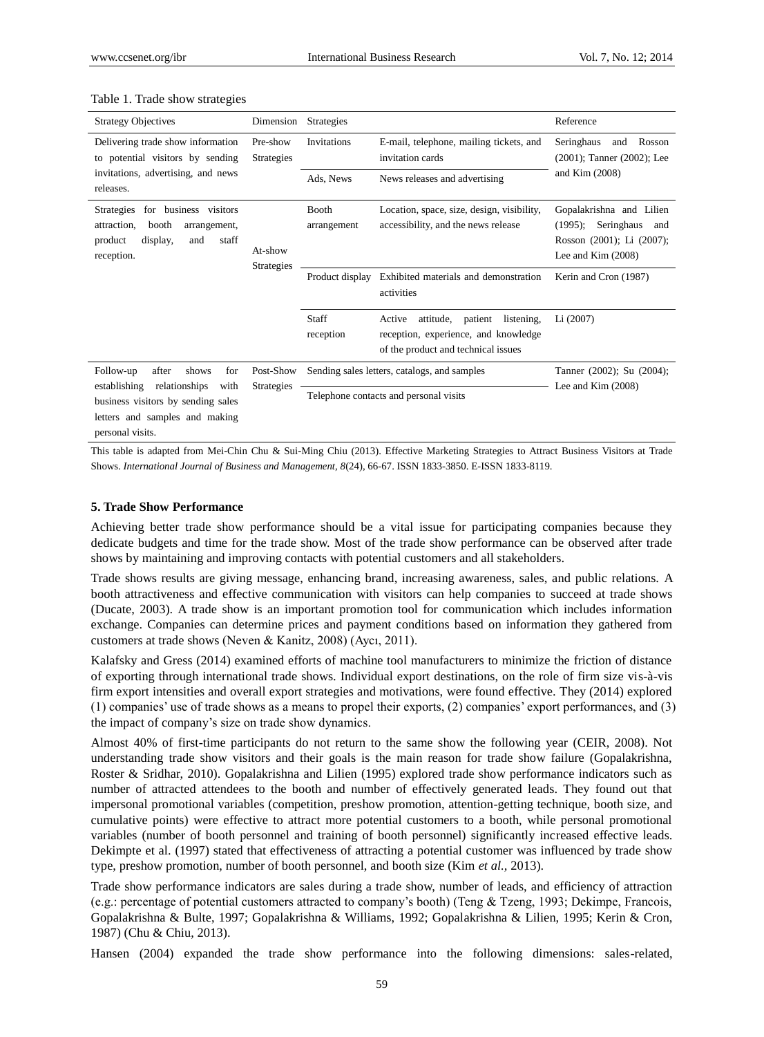Table 1. Trade show strategies

| Strategy Objectives | Dimension | Strategies | | Reference |
|---|---|---|---|---|
| Delivering trade show information to potential visitors by sending invitations, advertising, and news releases. | Pre-show Strategies | Invitations | E-mail, telephone, mailing tickets, and invitation cards | Seringhaus and Rosson (2001); Tanner (2002); Lee and Kim (2008) |
| | | Ads, News | News releases and advertising | |
| Strategies for business visitors attraction, booth arrangement, product display, and staff reception. | At-show Strategies | Booth arrangement | Location, space, size, design, visibility, accessibility, and the news release | Gopalakrishna and Lilien (1995); Seringhaus and Rosson (2001); Li (2007); Lee and Kim (2008) |
| | | Product display | Exhibited materials and demonstration activities | Kerin and Cron (1987) |
| | | Staff reception | Active attitude, patient listening, reception, experience, and knowledge of the product and technical issues | Li (2007) |
| Follow-up after shows for establishing relationships with business visitors by sending sales letters and samples and making personal visits. | Post-Show Strategies | Sending sales letters, catalogs, and samples | | Tanner (2002); Su (2004); Lee and Kim (2008) |
| | | Telephone contacts and personal visits | | |

This table is adapted from Mei-Chin Chu & Sui-Ming Chiu (2013). Effective Marketing Strategies to Attract Business Visitors at Trade Shows. *International Journal of Business and Management*, *8*(24), 66-67. ISSN 1833-3850. E-ISSN 1833-8119.

## 5. Trade Show Performance

Achieving better trade show performance should be a vital issue for participating companies because they dedicate budgets and time for the trade show. Most of the trade show performance can be observed after trade shows by maintaining and improving contacts with potential customers and all stakeholders.

Trade shows results are giving message, enhancing brand, increasing awareness, sales, and public relations. A booth attractiveness and effective communication with visitors can help companies to succeed at trade shows (Ducate, 2003). A trade show is an important promotion tool for communication which includes information exchange. Companies can determine prices and payment conditions based on information they gathered from customers at trade shows (Neven & Kanitz, 2008) (Aycı, 2011).

Kalafsky and Gress (2014) examined efforts of machine tool manufacturers to minimize the friction of distance of exporting through international trade shows. Individual export destinations, on the role of firm size vis-à-vis firm export intensities and overall export strategies and motivations, were found effective. They (2014) explored (1) companies' use of trade shows as a means to propel their exports, (2) companies' export performances, and (3) the impact of company's size on trade show dynamics.

Almost 40% of first-time participants do not return to the same show the following year (CEIR, 2008). Not understanding trade show visitors and their goals is the main reason for trade show failure (Gopalakrishna, Roster & Sridhar, 2010). Gopalakrishna and Lilien (1995) explored trade show performance indicators such as number of attracted attendees to the booth and number of effectively generated leads. They found out that impersonal promotional variables (competition, preshow promotion, attention-getting technique, booth size, and cumulative points) were effective to attract more potential customers to a booth, while personal promotional variables (number of booth personnel and training of booth personnel) significantly increased effective leads. Dekimpte et al. (1997) stated that effectiveness of attracting a potential customer was influenced by trade show type, preshow promotion, number of booth personnel, and booth size (Kim *et al.*, 2013).

Trade show performance indicators are sales during a trade show, number of leads, and efficiency of attraction (e.g.: percentage of potential customers attracted to company's booth) (Teng & Tzeng, 1993; Dekimpe, Francois, Gopalakrishna & Bulte, 1997; Gopalakrishna & Williams, 1992; Gopalakrishna & Lilien, 1995; Kerin & Cron, 1987) (Chu & Chiu, 2013).

Hansen (2004) expanded the trade show performance into the following dimensions: sales-related,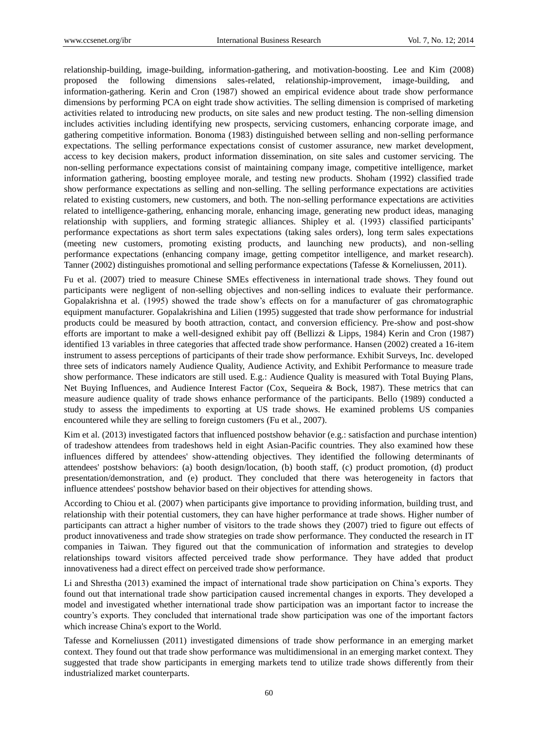relationship-building, image-building, information-gathering, and motivation-boosting. Lee and Kim (2008) proposed the following dimensions sales-related, relationship-improvement, image-building, and information-gathering. Kerin and Cron (1987) showed an empirical evidence about trade show performance dimensions by performing PCA on eight trade show activities. The selling dimension is comprised of marketing activities related to introducing new products, on site sales and new product testing. The non-selling dimension includes activities including identifying new prospects, servicing customers, enhancing corporate image, and gathering competitive information. Bonoma (1983) distinguished between selling and non-selling performance expectations. The selling performance expectations consist of customer assurance, new market development, access to key decision makers, product information dissemination, on site sales and customer servicing. The non-selling performance expectations consist of maintaining company image, competitive intelligence, market information gathering, boosting employee morale, and testing new products. Shoham (1992) classified trade show performance expectations as selling and non-selling. The selling performance expectations are activities related to existing customers, new customers, and both. The non-selling performance expectations are activities related to intelligence-gathering, enhancing morale, enhancing image, generating new product ideas, managing relationship with suppliers, and forming strategic alliances. Shipley et al. (1993) classified participants' performance expectations as short term sales expectations (taking sales orders), long term sales expectations (meeting new customers, promoting existing products, and launching new products), and non-selling performance expectations (enhancing company image, getting competitor intelligence, and market research). Tanner (2002) distinguishes promotional and selling performance expectations (Tafesse & Korneliussen, 2011).

Fu et al. (2007) tried to measure Chinese SMEs effectiveness in international trade shows. They found out participants were negligent of non-selling objectives and non-selling indices to evaluate their performance. Gopalakrishna et al. (1995) showed the trade show's effects on for a manufacturer of gas chromatographic equipment manufacturer. Gopalakrishina and Lilien (1995) suggested that trade show performance for industrial products could be measured by booth attraction, contact, and conversion efficiency. Pre-show and post-show efforts are important to make a well-designed exhibit pay off (Bellizzi & Lipps, 1984) Kerin and Cron (1987) identified 13 variables in three categories that affected trade show performance. Hansen (2002) created a 16-item instrument to assess perceptions of participants of their trade show performance. Exhibit Surveys, Inc. developed three sets of indicators namely Audience Quality, Audience Activity, and Exhibit Performance to measure trade show performance. These indicators are still used. E.g.: Audience Quality is measured with Total Buying Plans, Net Buying Influences, and Audience Interest Factor (Cox, Sequeira & Bock, 1987). These metrics that can measure audience quality of trade shows enhance performance of the participants. Bello (1989) conducted a study to assess the impediments to exporting at US trade shows. He examined problems US companies encountered while they are selling to foreign customers (Fu et al., 2007).

Kim et al. (2013) investigated factors that influenced postshow behavior (e.g.: satisfaction and purchase intention) of tradeshow attendees from tradeshows held in eight Asian-Pacific countries. They also examined how these influences differed by attendees' show-attending objectives. They identified the following determinants of attendees' postshow behaviors: (a) booth design/location, (b) booth staff, (c) product promotion, (d) product presentation/demonstration, and (e) product. They concluded that there was heterogeneity in factors that influence attendees' postshow behavior based on their objectives for attending shows.

According to Chiou et al. (2007) when participants give importance to providing information, building trust, and relationship with their potential customers, they can have higher performance at trade shows. Higher number of participants can attract a higher number of visitors to the trade shows they (2007) tried to figure out effects of product innovativeness and trade show strategies on trade show performance. They conducted the research in IT companies in Taiwan. They figured out that the communication of information and strategies to develop relationships toward visitors affected perceived trade show performance. They have added that product innovativeness had a direct effect on perceived trade show performance.

Li and Shrestha (2013) examined the impact of international trade show participation on China's exports. They found out that international trade show participation caused incremental changes in exports. They developed a model and investigated whether international trade show participation was an important factor to increase the country's exports. They concluded that international trade show participation was one of the important factors which increase China's export to the World.

Tafesse and Korneliussen (2011) investigated dimensions of trade show performance in an emerging market context. They found out that trade show performance was multidimensional in an emerging market context. They suggested that trade show participants in emerging markets tend to utilize trade shows differently from their industrialized market counterparts.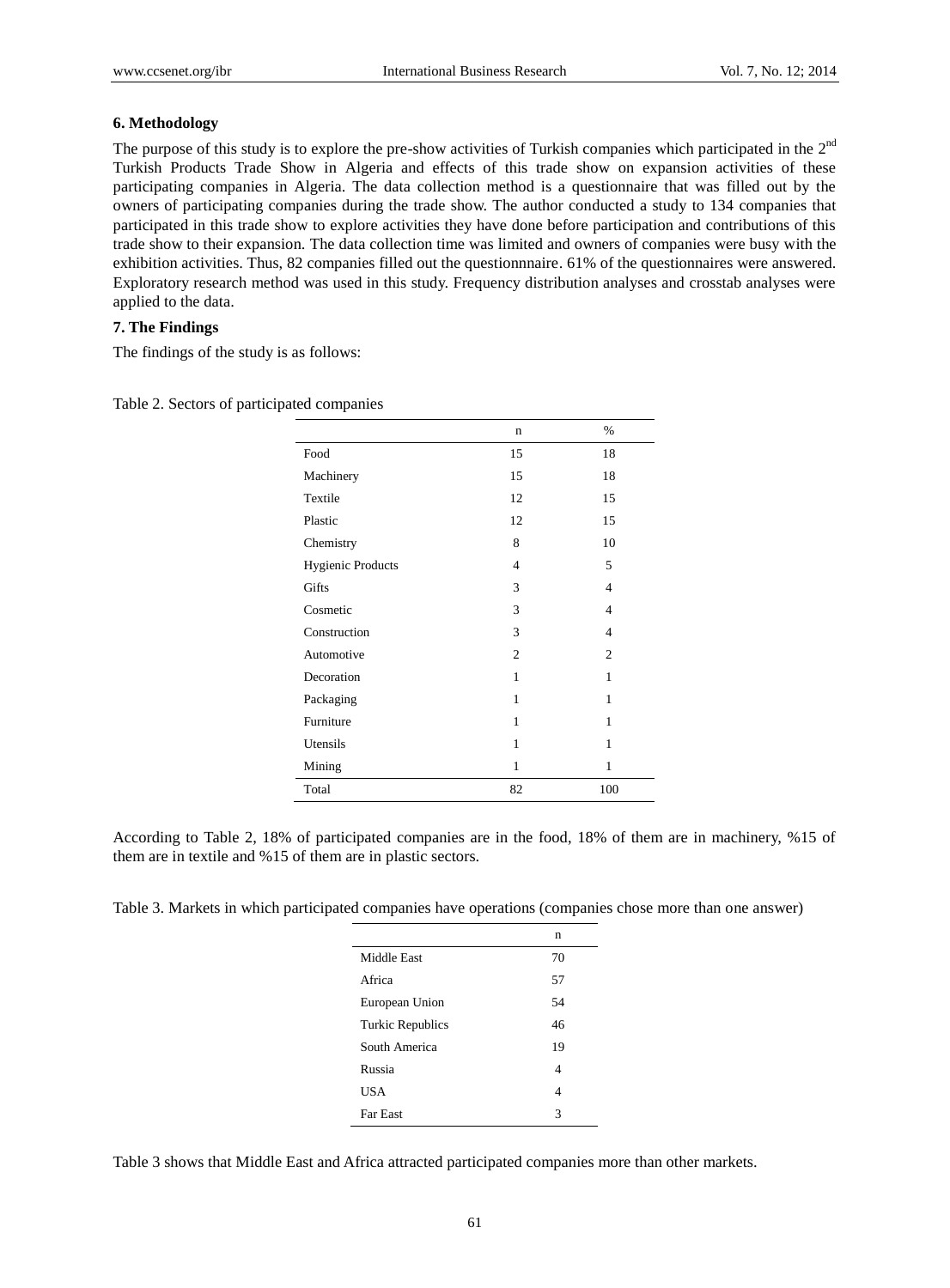## 6. Methodology

The purpose of this study is to explore the pre-show activities of Turkish companies which participated in the 2nd Turkish Products Trade Show in Algeria and effects of this trade show on expansion activities of these participating companies in Algeria. The data collection method is a questionnaire that was filled out by the owners of participating companies during the trade show. The author conducted a study to 134 companies that participated in this trade show to explore activities they have done before participation and contributions of this trade show to their expansion. The data collection time was limited and owners of companies were busy with the exhibition activities. Thus, 82 companies filled out the questionnnaire. 61% of the questionnaires were answered. Exploratory research method was used in this study. Frequency distribution analyses and crosstab analyses were applied to the data.

## 7. The Findings

The findings of the study is as follows:

Table 2. Sectors of participated companies

| | n | % |
|---|---|---|
| Food | 15 | 18 |
| Machinery | 15 | 18 |
| Textile | 12 | 15 |
| Plastic | 12 | 15 |
| Chemistry | 8 | 10 |
| Hygienic Products | 4 | 5 |
| Gifts | 3 | 4 |
| Cosmetic | 3 | 4 |
| Construction | 3 | 4 |
| Automotive | 2 | 2 |
| Decoration | 1 | 1 |
| Packaging | 1 | 1 |
| Furniture | 1 | 1 |
| Utensils | 1 | 1 |
| Mining | 1 | 1 |
| Total | 82 | 100 |

According to Table 2, 18% of participated companies are in the food, 18% of them are in machinery, %15 of them are in textile and %15 of them are in plastic sectors.

Table 3. Markets in which participated companies have operations (companies chose more than one answer)

| | n |
|---|---|
| Middle East | 70 |
| Africa | 57 |
| European Union | 54 |
| Turkic Republics | 46 |
| South America | 19 |
| Russia | 4 |
| USA | 4 |
| Far East | 3 |

Table 3 shows that Middle East and Africa attracted participated companies more than other markets.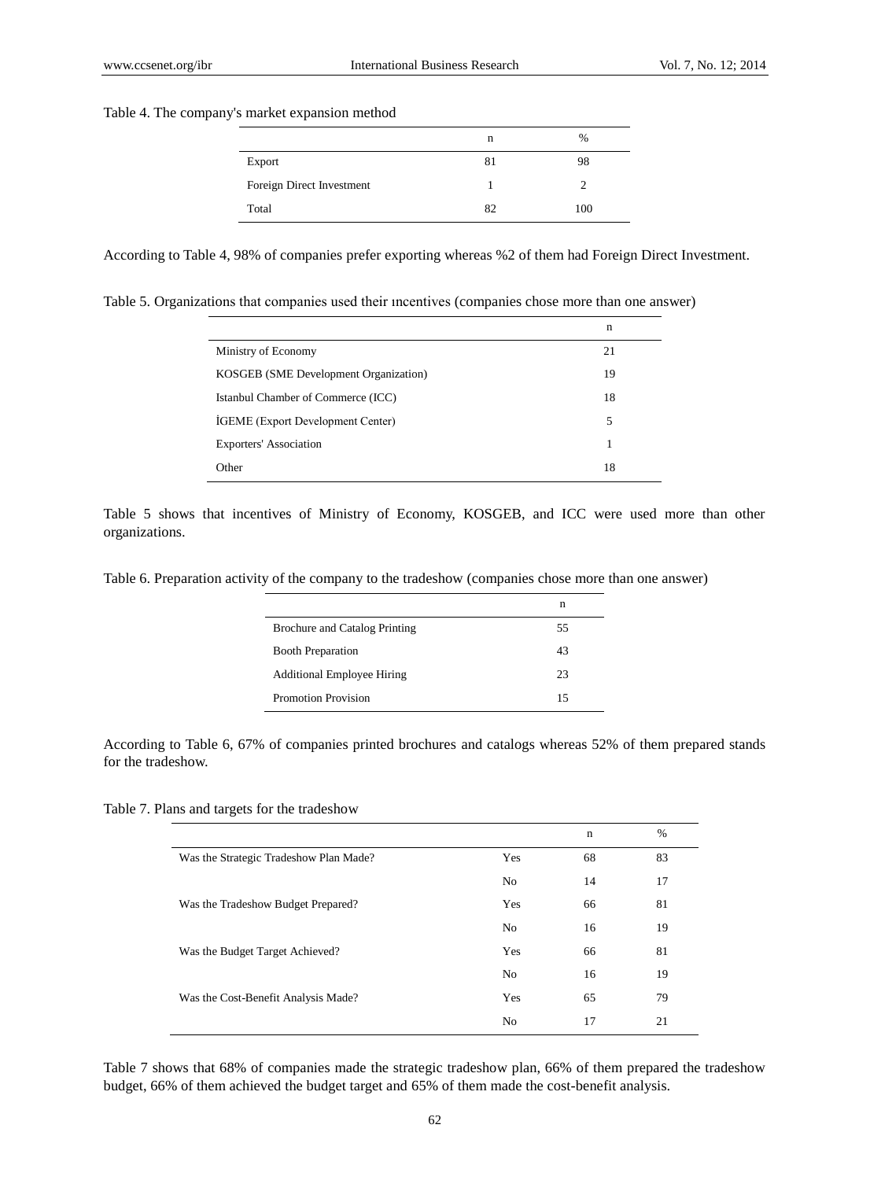Table 4. The company's market expansion method

| | n | % |
|---|---|---|
| Export | 81 | 98 |
| Foreign Direct Investment | 1 | 2 |
| Total | 82 | 100 |

According to Table 4, 98% of companies prefer exporting whereas %2 of them had Foreign Direct Investment.

Table 5. Organizations that companies used their ıncentives (companies chose more than one answer)

| | n |
|---|---|
| Ministry of Economy | 21 |
| KOSGEB (SME Development Organization) | 19 |
| Istanbul Chamber of Commerce (ICC) | 18 |
| İGEME (Export Development Center) | 5 |
| Exporters' Association | 1 |
| Other | 18 |

Table 5 shows that incentives of Ministry of Economy, KOSGEB, and ICC were used more than other organizations.

Table 6. Preparation activity of the company to the tradeshow (companies chose more than one answer)

| | n |
|---|---|
| Brochure and Catalog Printing | 55 |
| Booth Preparation | 43 |
| Additional Employee Hiring | 23 |
| Promotion Provision | 15 |

According to Table 6, 67% of companies printed brochures and catalogs whereas 52% of them prepared stands for the tradeshow.

Table 7. Plans and targets for the tradeshow

| | | n | % |
|---|---|---|---|
| Was the Strategic Tradeshow Plan Made? | Yes | 68 | 83 |
| | No | 14 | 17 |
| Was the Tradeshow Budget Prepared? | Yes | 66 | 81 |
| | No | 16 | 19 |
| Was the Budget Target Achieved? | Yes | 66 | 81 |
| | No | 16 | 19 |
| Was the Cost-Benefit Analysis Made? | Yes | 65 | 79 |
| | No | 17 | 21 |

Table 7 shows that 68% of companies made the strategic tradeshow plan, 66% of them prepared the tradeshow budget, 66% of them achieved the budget target and 65% of them made the cost-benefit analysis.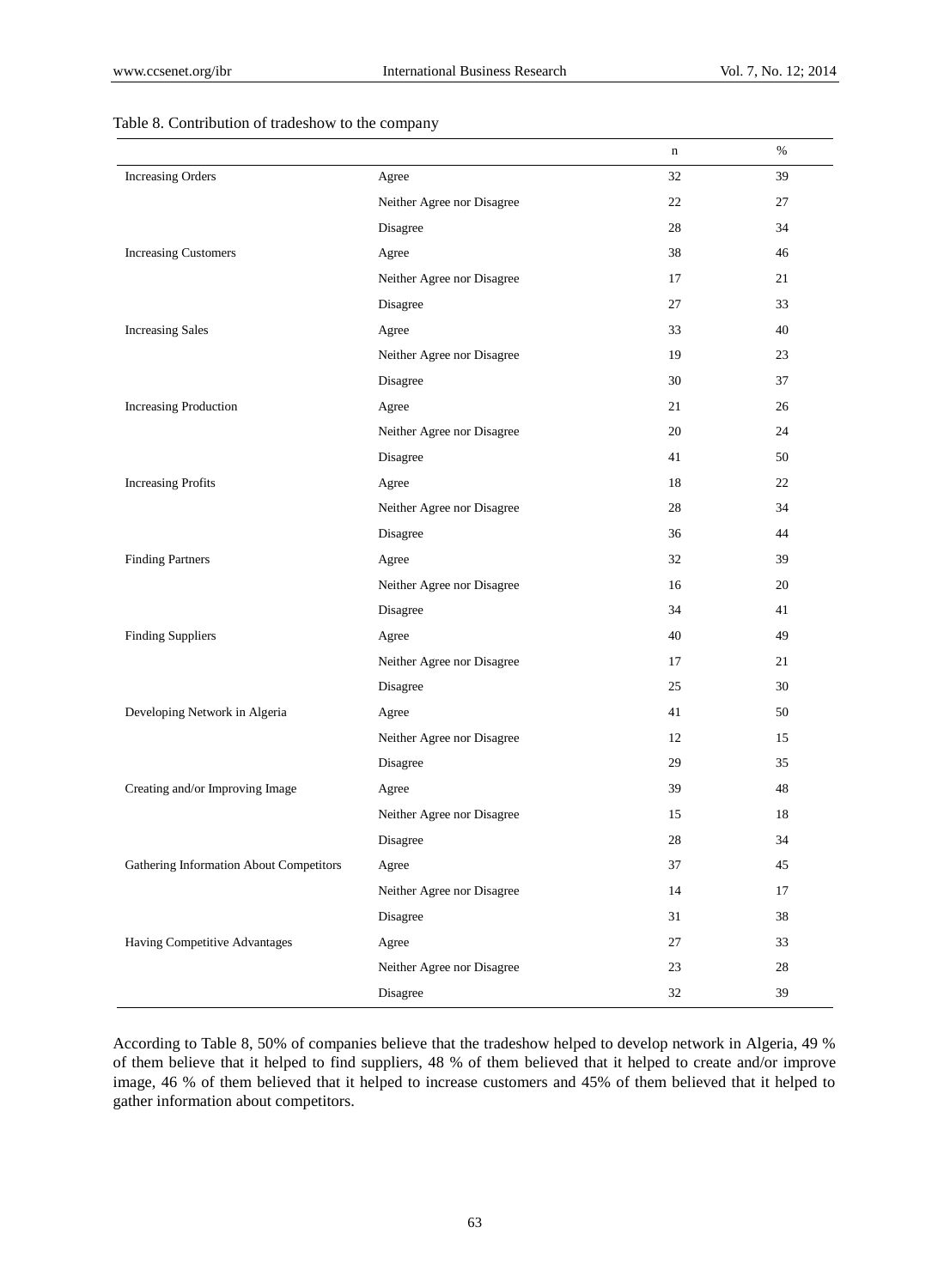Table 8. Contribution of tradeshow to the company

| | | n | % |
|---|---|---|---|
| Increasing Orders | Agree | 32 | 39 |
| | Neither Agree nor Disagree | 22 | 27 |
| | Disagree | 28 | 34 |
| Increasing Customers | Agree | 38 | 46 |
| | Neither Agree nor Disagree | 17 | 21 |
| | Disagree | 27 | 33 |
| Increasing Sales | Agree | 33 | 40 |
| | Neither Agree nor Disagree | 19 | 23 |
| | Disagree | 30 | 37 |
| Increasing Production | Agree | 21 | 26 |
| | Neither Agree nor Disagree | 20 | 24 |
| | Disagree | 41 | 50 |
| Increasing Profits | Agree | 18 | 22 |
| | Neither Agree nor Disagree | 28 | 34 |
| | Disagree | 36 | 44 |
| Finding Partners | Agree | 32 | 39 |
| | Neither Agree nor Disagree | 16 | 20 |
| | Disagree | 34 | 41 |
| Finding Suppliers | Agree | 40 | 49 |
| | Neither Agree nor Disagree | 17 | 21 |
| | Disagree | 25 | 30 |
| Developing Network in Algeria | Agree | 41 | 50 |
| | Neither Agree nor Disagree | 12 | 15 |
| | Disagree | 29 | 35 |
| Creating and/or Improving Image | Agree | 39 | 48 |
| | Neither Agree nor Disagree | 15 | 18 |
| | Disagree | 28 | 34 |
| Gathering Information About Competitors | Agree | 37 | 45 |
| | Neither Agree nor Disagree | 14 | 17 |
| | Disagree | 31 | 38 |
| Having Competitive Advantages | Agree | 27 | 33 |
| | Neither Agree nor Disagree | 23 | 28 |
| | Disagree | 32 | 39 |

According to Table 8, 50% of companies believe that the tradeshow helped to develop network in Algeria, 49 % of them believe that it helped to find suppliers, 48 % of them believed that it helped to create and/or improve image, 46 % of them believed that it helped to increase customers and 45% of them believed that it helped to gather information about competitors.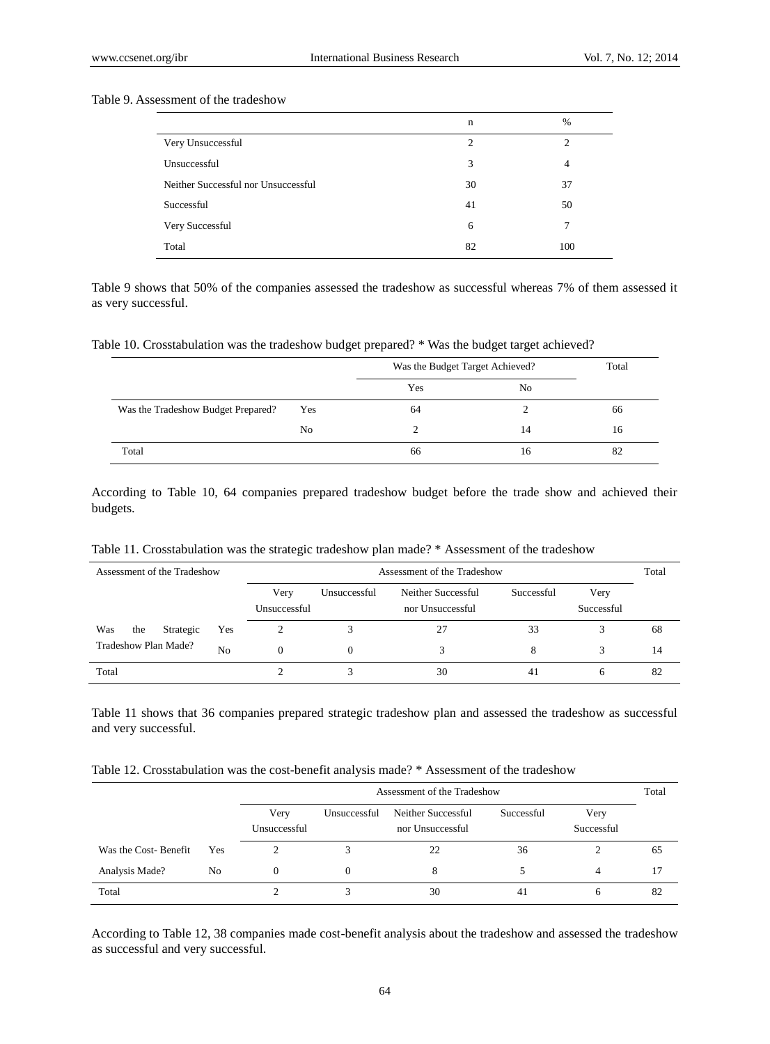Table 9. Assessment of the tradeshow

| | n | % |
|---|---|---|
| Very Unsuccessful | 2 | 2 |
| Unsuccessful | 3 | 4 |
| Neither Successful nor Unsuccessful | 30 | 37 |
| Successful | 41 | 50 |
| Very Successful | 6 | 7 |
| Total | 82 | 100 |

Table 9 shows that 50% of the companies assessed the tradeshow as successful whereas 7% of them assessed it as very successful.

Table 10. Crosstabulation was the tradeshow budget prepared? * Was the budget target achieved?

| | | Was the Budget Target Achieved? | | Total |
|---|---|---|---|---|
| | | Yes | No | |
| Was the Tradeshow Budget Prepared? | Yes | 64 | 2 | 66 |
| | No | 2 | 14 | 16 |
| Total | | 66 | 16 | 82 |

According to Table 10, 64 companies prepared tradeshow budget before the trade show and achieved their budgets.

Table 11. Crosstabulation was the strategic tradeshow plan made? * Assessment of the tradeshow

| Assessment of the Tradeshow | | Assessment of the Tradeshow | | | | | Total |
|---|---|---|---|---|---|---|---|
| | | Very Unsuccessful | Unsuccessful | Neither Successful nor Unsuccessful | Successful | Very Successful | |
| Was the Strategic Tradeshow Plan Made? | Yes | 2 | 3 | 27 | 33 | 3 | 68 |
| | No | 0 | 0 | 3 | 8 | 3 | 14 |
| Total | | 2 | 3 | 30 | 41 | 6 | 82 |

Table 11 shows that 36 companies prepared strategic tradeshow plan and assessed the tradeshow as successful and very successful.

Table 12. Crosstabulation was the cost-benefit analysis made? * Assessment of the tradeshow

| | | Assessment of the Tradeshow | | | | | Total |
|---|---|---|---|---|---|---|---|
| | | Very Unsuccessful | Unsuccessful | Neither Successful nor Unsuccessful | Successful | Very Successful | |
| Was the Cost- Benefit Analysis Made? | Yes | 2 | 3 | 22 | 36 | 2 | 65 |
| | No | 0 | 0 | 8 | 5 | 4 | 17 |
| Total | | 2 | 3 | 30 | 41 | 6 | 82 |

According to Table 12, 38 companies made cost-benefit analysis about the tradeshow and assessed the tradeshow as successful and very successful.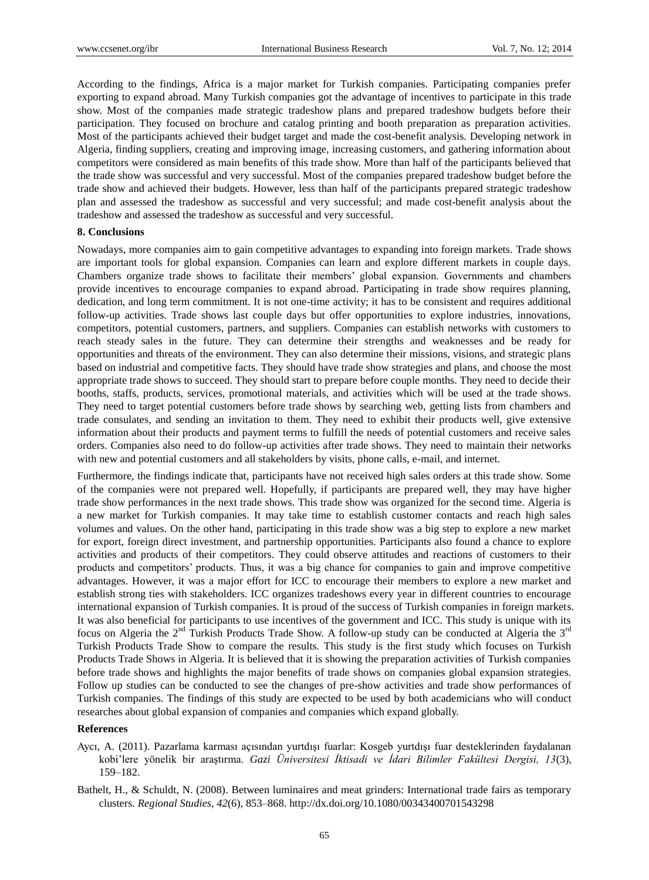According to the findings, Africa is a major market for Turkish companies. Participating companies prefer exporting to expand abroad. Many Turkish companies got the advantage of incentives to participate in this trade show. Most of the companies made strategic tradeshow plans and prepared tradeshow budgets before their participation. They focused on brochure and catalog printing and booth preparation as preparation activities. Most of the participants achieved their budget target and made the cost-benefit analysis. Developing network in Algeria, finding suppliers, creating and improving image, increasing customers, and gathering information about competitors were considered as main benefits of this trade show. More than half of the participants believed that the trade show was successful and very successful. Most of the companies prepared tradeshow budget before the trade show and achieved their budgets. However, less than half of the participants prepared strategic tradeshow plan and assessed the tradeshow as successful and very successful; and made cost-benefit analysis about the tradeshow and assessed the tradeshow as successful and very successful.

## 8. Conclusions

Nowadays, more companies aim to gain competitive advantages to expanding into foreign markets. Trade shows are important tools for global expansion. Companies can learn and explore different markets in couple days. Chambers organize trade shows to facilitate their members' global expansion. Governments and chambers provide incentives to encourage companies to expand abroad. Participating in trade show requires planning, dedication, and long term commitment. It is not one-time activity; it has to be consistent and requires additional follow-up activities. Trade shows last couple days but offer opportunities to explore industries, innovations, competitors, potential customers, partners, and suppliers. Companies can establish networks with customers to reach steady sales in the future. They can determine their strengths and weaknesses and be ready for opportunities and threats of the environment. They can also determine their missions, visions, and strategic plans based on industrial and competitive facts. They should have trade show strategies and plans, and choose the most appropriate trade shows to succeed. They should start to prepare before couple months. They need to decide their booths, staffs, products, services, promotional materials, and activities which will be used at the trade shows. They need to target potential customers before trade shows by searching web, getting lists from chambers and trade consulates, and sending an invitation to them. They need to exhibit their products well, give extensive information about their products and payment terms to fulfill the needs of potential customers and receive sales orders. Companies also need to do follow-up activities after trade shows. They need to maintain their networks with new and potential customers and all stakeholders by visits, phone calls, e-mail, and internet.

Furthermore, the findings indicate that, participants have not received high sales orders at this trade show. Some of the companies were not prepared well. Hopefully, if participants are prepared well, they may have higher trade show performances in the next trade shows. This trade show was organized for the second time. Algeria is a new market for Turkish companies. It may take time to establish customer contacts and reach high sales volumes and values. On the other hand, participating in this trade show was a big step to explore a new market for export, foreign direct investment, and partnership opportunities. Participants also found a chance to explore activities and products of their competitors. They could observe attitudes and reactions of customers to their products and competitors' products. Thus, it was a big chance for companies to gain and improve competitive advantages. However, it was a major effort for ICC to encourage their members to explore a new market and establish strong ties with stakeholders. ICC organizes tradeshows every year in different countries to encourage international expansion of Turkish companies. It is proud of the success of Turkish companies in foreign markets. It was also beneficial for participants to use incentives of the government and ICC. This study is unique with its focus on Algeria the 2nd Turkish Products Trade Show. A follow-up study can be conducted at Algeria the 3rd Turkish Products Trade Show to compare the results. This study is the first study which focuses on Turkish Products Trade Shows in Algeria. It is believed that it is showing the preparation activities of Turkish companies before trade shows and highlights the major benefits of trade shows on companies global expansion strategies. Follow up studies can be conducted to see the changes of pre-show activities and trade show performances of Turkish companies. The findings of this study are expected to be used by both academicians who will conduct researches about global expansion of companies and companies which expand globally.

## References

Aycı, A. (2011). Pazarlama karması açısından yurtdışı fuarlar: Kosgeb yurtdışı fuar desteklerinden faydalanan kobi'lere yönelik bir araştırma. *Gazi Üniversitesi İktisadi ve İdari Bilimler Fakültesi Dergisi, 13*(3), 159–182.

Bathelt, H., & Schuldt, N. (2008). Between luminaires and meat grinders: International trade fairs as temporary clusters. *Regional Studies*, *42*(6), 853–868. http://dx.doi.org/10.1080/00343400701543298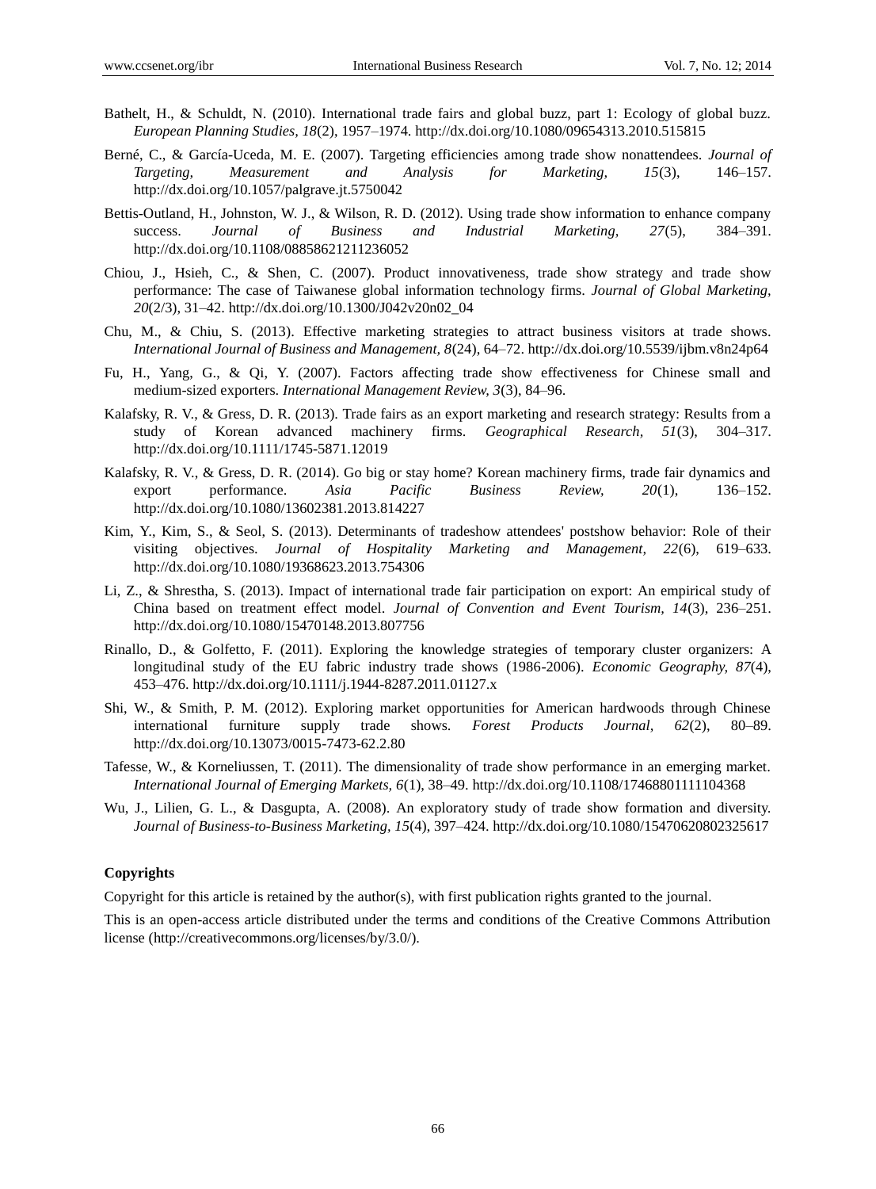Bathelt, H., & Schuldt, N. (2010). International trade fairs and global buzz, part 1: Ecology of global buzz. *European Planning Studies, 18*(2), 1957–1974. http://dx.doi.org/10.1080/09654313.2010.515815

Berné, C., & García-Uceda, M. E. (2007). Targeting efficiencies among trade show nonattendees. *Journal of Targeting, Measurement and Analysis for Marketing, 15*(3), 146–157. http://dx.doi.org/10.1057/palgrave.jt.5750042

Bettis-Outland, H., Johnston, W. J., & Wilson, R. D. (2012). Using trade show information to enhance company success. *Journal of Business and Industrial Marketing, 27*(5), 384–391. http://dx.doi.org/10.1108/08858621211236052

Chiou, J., Hsieh, C., & Shen, C. (2007). Product innovativeness, trade show strategy and trade show performance: The case of Taiwanese global information technology firms. *Journal of Global Marketing, 20*(2/3), 31–42. http://dx.doi.org/10.1300/J042v20n02_04

Chu, M., & Chiu, S. (2013). Effective marketing strategies to attract business visitors at trade shows. *International Journal of Business and Management, 8*(24), 64–72. http://dx.doi.org/10.5539/ijbm.v8n24p64

Fu, H., Yang, G., & Qi, Y. (2007). Factors affecting trade show effectiveness for Chinese small and medium-sized exporters. *International Management Review, 3*(3), 84–96.

Kalafsky, R. V., & Gress, D. R. (2013). Trade fairs as an export marketing and research strategy: Results from a study of Korean advanced machinery firms. *Geographical Research, 51*(3), 304–317. http://dx.doi.org/10.1111/1745-5871.12019

Kalafsky, R. V., & Gress, D. R. (2014). Go big or stay home? Korean machinery firms, trade fair dynamics and export performance. *Asia Pacific Business Review, 20*(1), 136–152. http://dx.doi.org/10.1080/13602381.2013.814227

Kim, Y., Kim, S., & Seol, S. (2013). Determinants of tradeshow attendees' postshow behavior: Role of their visiting objectives. *Journal of Hospitality Marketing and Management, 22*(6), 619–633. http://dx.doi.org/10.1080/19368623.2013.754306

Li, Z., & Shrestha, S. (2013). Impact of international trade fair participation on export: An empirical study of China based on treatment effect model. *Journal of Convention and Event Tourism, 14*(3), 236–251. http://dx.doi.org/10.1080/15470148.2013.807756

Rinallo, D., & Golfetto, F. (2011). Exploring the knowledge strategies of temporary cluster organizers: A longitudinal study of the EU fabric industry trade shows (1986-2006). *Economic Geography, 87*(4), 453–476. http://dx.doi.org/10.1111/j.1944-8287.2011.01127.x

Shi, W., & Smith, P. M. (2012). Exploring market opportunities for American hardwoods through Chinese international furniture supply trade shows. *Forest Products Journal, 62*(2), 80–89. http://dx.doi.org/10.13073/0015-7473-62.2.80

Tafesse, W., & Korneliussen, T. (2011). The dimensionality of trade show performance in an emerging market. *International Journal of Emerging Markets, 6*(1), 38–49. http://dx.doi.org/10.1108/17468801111104368

Wu, J., Lilien, G. L., & Dasgupta, A. (2008). An exploratory study of trade show formation and diversity. *Journal of Business-to-Business Marketing, 15*(4), 397–424. http://dx.doi.org/10.1080/15470620802325617

**Copyrights**

Copyright for this article is retained by the author(s), with first publication rights granted to the journal.

This is an open-access article distributed under the terms and conditions of the Creative Commons Attribution license (http://creativecommons.org/licenses/by/3.0/).